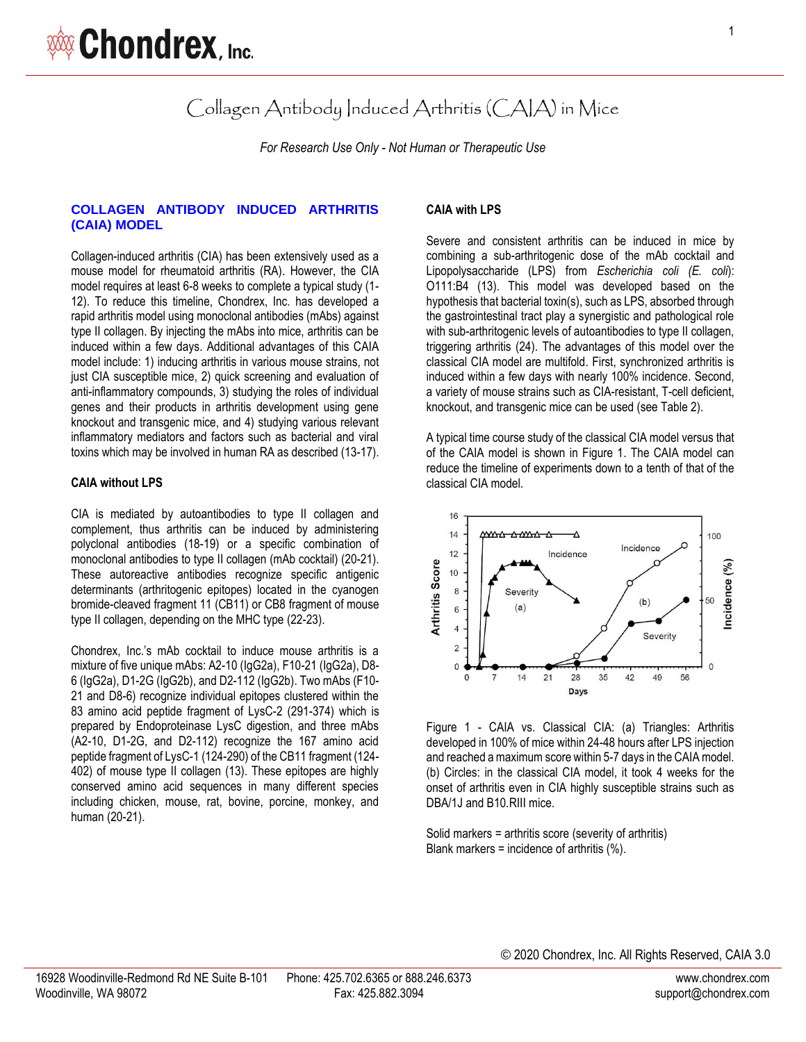# Collagen Antibody Induced Arthritis (CAIA) in Mice

*For Research Use Only - Not Human or Therapeutic Use*

## COLLAGEN ANTIBODY INDUCED ARTHRITIS (CAIA) MODEL

Collagen-induced arthritis (CIA) has been extensively used as a mouse model for rheumatoid arthritis (RA). However, the CIA model requires at least 6-8 weeks to complete a typical study (1-12). To reduce this timeline, Chondrex, Inc. has developed a rapid arthritis model using monoclonal antibodies (mAbs) against type II collagen. By injecting the mAbs into mice, arthritis can be induced within a few days. Additional advantages of this CAIA model include: 1) inducing arthritis in various mouse strains, not just CIA susceptible mice, 2) quick screening and evaluation of anti-inflammatory compounds, 3) studying the roles of individual genes and their products in arthritis development using gene knockout and transgenic mice, and 4) studying various relevant inflammatory mediators and factors such as bacterial and viral toxins which may be involved in human RA as described (13-17).

### CAIA without LPS

CIA is mediated by autoantibodies to type II collagen and complement, thus arthritis can be induced by administering polyclonal antibodies (18-19) or a specific combination of monoclonal antibodies to type II collagen (mAb cocktail) (20-21). These autoreactive antibodies recognize specific antigenic determinants (arthritogenic epitopes) located in the cyanogen bromide-cleaved fragment 11 (CB11) or CB8 fragment of mouse type II collagen, depending on the MHC type (22-23).

Chondrex, Inc.'s mAb cocktail to induce mouse arthritis is a mixture of five unique mAbs: A2-10 (IgG2a), F10-21 (IgG2a), D8-6 (IgG2a), D1-2G (IgG2b), and D2-112 (IgG2b). Two mAbs (F10-21 and D8-6) recognize individual epitopes clustered within the 83 amino acid peptide fragment of LysC-2 (291-374) which is prepared by Endoproteinase LysC digestion, and three mAbs (A2-10, D1-2G, and D2-112) recognize the 167 amino acid peptide fragment of LysC-1 (124-290) of the CB11 fragment (124-402) of mouse type II collagen (13). These epitopes are highly conserved amino acid sequences in many different species including chicken, mouse, rat, bovine, porcine, monkey, and human (20-21).

### CAIA with LPS

Severe and consistent arthritis can be induced in mice by combining a sub-arthritogenic dose of the mAb cocktail and Lipopolysaccharide (LPS) from *Escherichia coli (E. coli)*: O111:B4 (13). This model was developed based on the hypothesis that bacterial toxin(s), such as LPS, absorbed through the gastrointestinal tract play a synergistic and pathological role with sub-arthritogenic levels of autoantibodies to type II collagen, triggering arthritis (24). The advantages of this model over the classical CIA model are multifold. First, synchronized arthritis is induced within a few days with nearly 100% incidence. Second, a variety of mouse strains such as CIA-resistant, T-cell deficient, knockout, and transgenic mice can be used (see Table 2).

A typical time course study of the classical CIA model versus that of the CAIA model is shown in Figure 1. The CAIA model can reduce the timeline of experiments down to a tenth of that of the classical CIA model.

Figure 1 - CAIA vs. Classical CIA: (a) Triangles: Arthritis developed in 100% of mice within 24-48 hours after LPS injection and reached a maximum score within 5-7 days in the CAIA model. (b) Circles: in the classical CIA model, it took 4 weeks for the onset of arthritis even in CIA highly susceptible strains such as DBA/1J and B10.RIII mice.

Solid markers = arthritis score (severity of arthritis)
Blank markers = incidence of arthritis (%).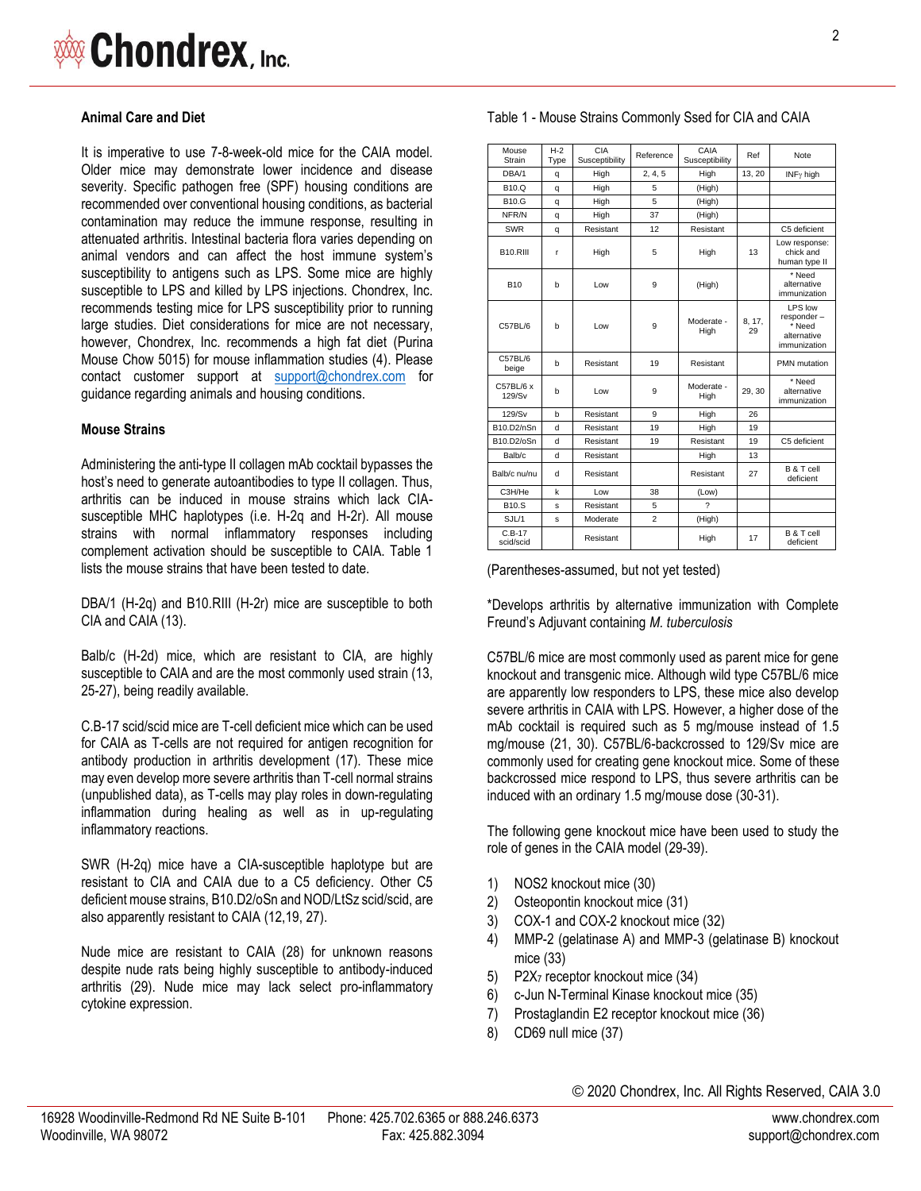### Animal Care and Diet

It is imperative to use 7-8-week-old mice for the CAIA model. Older mice may demonstrate lower incidence and disease severity. Specific pathogen free (SPF) housing conditions are recommended over conventional housing conditions, as bacterial contamination may reduce the immune response, resulting in attenuated arthritis. Intestinal bacteria flora varies depending on animal vendors and can affect the host immune system's susceptibility to antigens such as LPS. Some mice are highly susceptible to LPS and killed by LPS injections. Chondrex, Inc. recommends testing mice for LPS susceptibility prior to running large studies. Diet considerations for mice are not necessary, however, Chondrex, Inc. recommends a high fat diet (Purina Mouse Chow 5015) for mouse inflammation studies (4). Please contact customer support at support@chondrex.com for guidance regarding animals and housing conditions.

### Mouse Strains

Administering the anti-type II collagen mAb cocktail bypasses the host's need to generate autoantibodies to type II collagen. Thus, arthritis can be induced in mouse strains which lack CIA-susceptible MHC haplotypes (i.e. H-2q and H-2r). All mouse strains with normal inflammatory responses including complement activation should be susceptible to CAIA. Table 1 lists the mouse strains that have been tested to date.

DBA/1 (H-2q) and B10.RIII (H-2r) mice are susceptible to both CIA and CAIA (13).

Balb/c (H-2d) mice, which are resistant to CIA, are highly susceptible to CAIA and are the most commonly used strain (13, 25-27), being readily available.

C.B-17 scid/scid mice are T-cell deficient mice which can be used for CAIA as T-cells are not required for antigen recognition for antibody production in arthritis development (17). These mice may even develop more severe arthritis than T-cell normal strains (unpublished data), as T-cells may play roles in down-regulating inflammation during healing as well as in up-regulating inflammatory reactions.

SWR (H-2q) mice have a CIA-susceptible haplotype but are resistant to CIA and CAIA due to a C5 deficiency. Other C5 deficient mouse strains, B10.D2/oSn and NOD/LtSz scid/scid, are also apparently resistant to CAIA (12,19, 27).

Nude mice are resistant to CAIA (28) for unknown reasons despite nude rats being highly susceptible to antibody-induced arthritis (29). Nude mice may lack select pro-inflammatory cytokine expression.

Table 1 - Mouse Strains Commonly Ssed for CIA and CAIA

| Mouse Strain | H-2 Type | CIA Susceptibility | Reference | CAIA Susceptibility | Ref | Note |
|---|---|---|---|---|---|---|
| DBA/1 | q | High | 2, 4, 5 | High | 13, 20 | INF$_\gamma$ high |
| B10.Q | q | High | 5 | (High) | | |
| B10.G | q | High | 5 | (High) | | |
| NFR/N | q | High | 37 | (High) | | |
| SWR | q | Resistant | 12 | Resistant | | C5 deficient |
| B10.RIII | r | High | 5 | High | 13 | Low response: chick and human type II |
| B10 | b | Low | 9 | (High) | | * Need alternative immunization |
| C57BL/6 | b | Low | 9 | Moderate - High | 8, 17, 29 | LPS low responder – * Need alternative immunization |
| C57BL/6 beige | b | Resistant | 19 | Resistant | | PMN mutation |
| C57BL/6 x 129/Sv | b | Low | 9 | Moderate - High | 29, 30 | * Need alternative immunization |
| 129/Sv | b | Resistant | 9 | High | 26 | |
| B10.D2/nSn | d | Resistant | 19 | High | 19 | |
| B10.D2/oSn | d | Resistant | 19 | Resistant | 19 | C5 deficient |
| Balb/c | d | Resistant | | High | 13 | |
| Balb/c nu/nu | d | Resistant | | Resistant | 27 | B & T cell deficient |
| C3H/He | k | Low | 38 | (Low) | | |
| B10.S | s | Resistant | 5 | ? | | |
| SJL/1 | s | Moderate | 2 | (High) | | |
| C.B-17 scid/scid | | Resistant | | High | 17 | B & T cell deficient |

(Parentheses-assumed, but not yet tested)

*Develops arthritis by alternative immunization with Complete Freund's Adjuvant containing *M. tuberculosis*

C57BL/6 mice are most commonly used as parent mice for gene knockout and transgenic mice. Although wild type C57BL/6 mice are apparently low responders to LPS, these mice also develop severe arthritis in CAIA with LPS. However, a higher dose of the mAb cocktail is required such as 5 mg/mouse instead of 1.5 mg/mouse (21, 30). C57BL/6-backcrossed to 129/Sv mice are commonly used for creating gene knockout mice. Some of these backcrossed mice respond to LPS, thus severe arthritis can be induced with an ordinary 1.5 mg/mouse dose (30-31).

The following gene knockout mice have been used to study the role of genes in the CAIA model (29-39).

1) NOS2 knockout mice (30)
2) Osteopontin knockout mice (31)
3) COX-1 and COX-2 knockout mice (32)
4) MMP-2 (gelatinase A) and MMP-3 (gelatinase B) knockout mice (33)
5) $P2X_7$ receptor knockout mice (34)
6) c-Jun N-Terminal Kinase knockout mice (35)
7) Prostaglandin E2 receptor knockout mice (36)
8) CD69 null mice (37)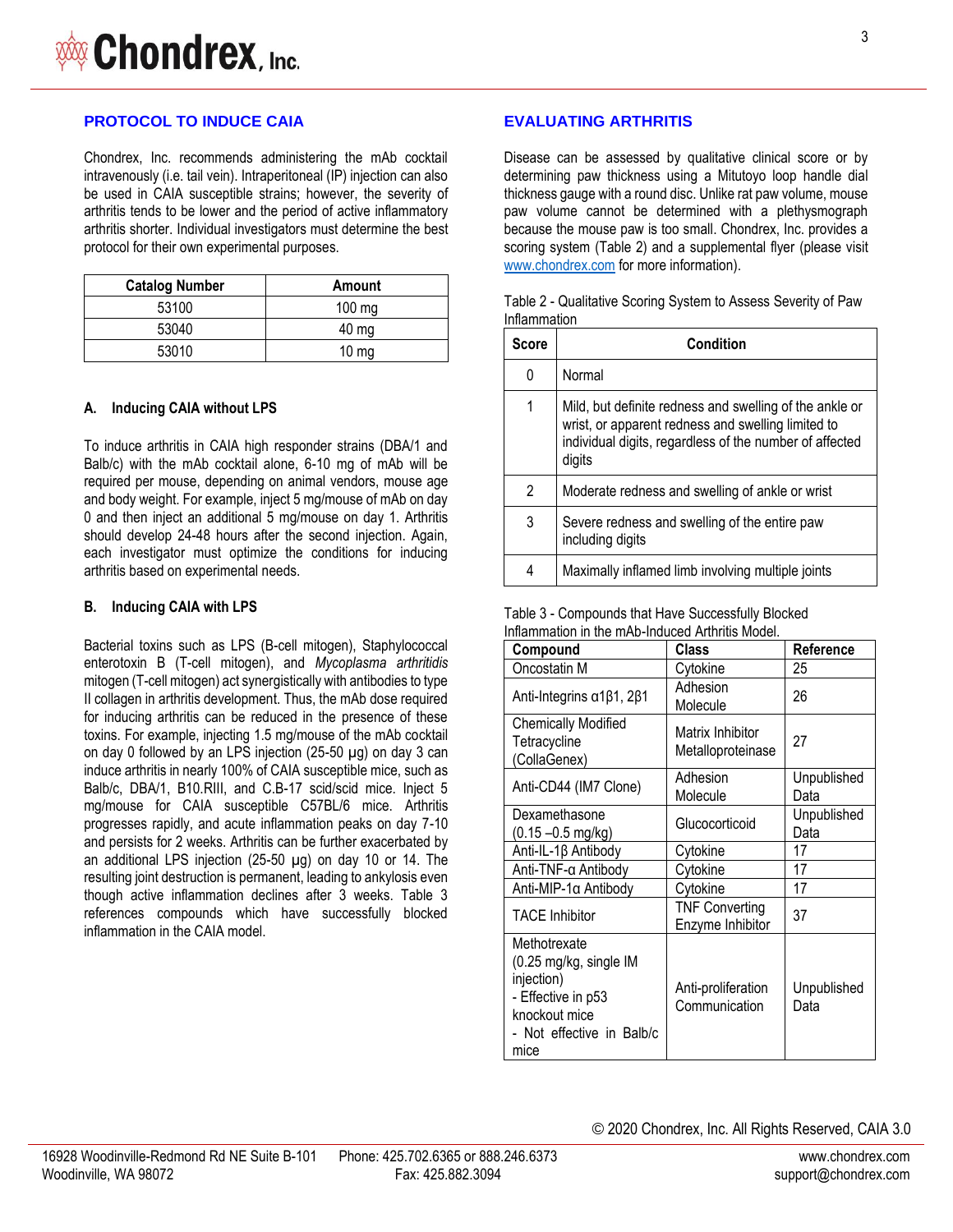## PROTOCOL TO INDUCE CAIA

Chondrex, Inc. recommends administering the mAb cocktail intravenously (i.e. tail vein). Intraperitoneal (IP) injection can also be used in CAIA susceptible strains; however, the severity of arthritis tends to be lower and the period of active inflammatory arthritis shorter. Individual investigators must determine the best protocol for their own experimental purposes.

| Catalog Number | Amount |
|---|---|
| 53100 | 100 mg |
| 53040 | 40 mg |
| 53010 | 10 mg |

### A. Inducing CAIA without LPS

To induce arthritis in CAIA high responder strains (DBA/1 and Balb/c) with the mAb cocktail alone, 6-10 mg of mAb will be required per mouse, depending on animal vendors, mouse age and body weight. For example, inject 5 mg/mouse of mAb on day 0 and then inject an additional 5 mg/mouse on day 1. Arthritis should develop 24-48 hours after the second injection. Again, each investigator must optimize the conditions for inducing arthritis based on experimental needs.

### B. Inducing CAIA with LPS

Bacterial toxins such as LPS (B-cell mitogen), Staphylococcal enterotoxin B (T-cell mitogen), and *Mycoplasma arthritidis* mitogen (T-cell mitogen) act synergistically with antibodies to type II collagen in arthritis development. Thus, the mAb dose required for inducing arthritis can be reduced in the presence of these toxins. For example, injecting 1.5 mg/mouse of the mAb cocktail on day 0 followed by an LPS injection (25-50 µg) on day 3 can induce arthritis in nearly 100% of CAIA susceptible mice, such as Balb/c, DBA/1, B10.RIII, and C.B-17 scid/scid mice. Inject 5 mg/mouse for CAIA susceptible C57BL/6 mice. Arthritis progresses rapidly, and acute inflammation peaks on day 7-10 and persists for 2 weeks. Arthritis can be further exacerbated by an additional LPS injection (25-50 µg) on day 10 or 14. The resulting joint destruction is permanent, leading to ankylosis even though active inflammation declines after 3 weeks. Table 3 references compounds which have successfully blocked inflammation in the CAIA model.

## EVALUATING ARTHRITIS

Disease can be assessed by qualitative clinical score or by determining paw thickness using a Mitutoyo loop handle dial thickness gauge with a round disc. Unlike rat paw volume, mouse paw volume cannot be determined with a plethysmograph because the mouse paw is too small. Chondrex, Inc. provides a scoring system (Table 2) and a supplemental flyer (please visit www.chondrex.com for more information).

Table 2 - Qualitative Scoring System to Assess Severity of Paw Inflammation

| Score | Condition |
|---|---|
| 0 | Normal |
| 1 | Mild, but definite redness and swelling of the ankle or wrist, or apparent redness and swelling limited to individual digits, regardless of the number of affected digits |
| 2 | Moderate redness and swelling of ankle or wrist |
| 3 | Severe redness and swelling of the entire paw including digits |
| 4 | Maximally inflamed limb involving multiple joints |

Table 3 - Compounds that Have Successfully Blocked Inflammation in the mAb-Induced Arthritis Model.

| Compound | Class | Reference |
|---|---|---|
| Oncostatin M | Cytokine | 25 |
| Anti-Integrins α1β1, 2β1 | Adhesion Molecule | 26 |
| Chemically Modified Tetracycline (CollaGenex) | Matrix Inhibitor Metalloproteinase | 27 |
| Anti-CD44 (IM7 Clone) | Adhesion Molecule | Unpublished Data |
| Dexamethasone (0.15 –0.5 mg/kg) | Glucocorticoid | Unpublished Data |
| Anti-IL-1β Antibody | Cytokine | 17 |
| Anti-TNF-α Antibody | Cytokine | 17 |
| Anti-MIP-1α Antibody | Cytokine | 17 |
| TACE Inhibitor | TNF Converting Enzyme Inhibitor | 37 |
| Methotrexate (0.25 mg/kg, single IM injection) - Effective in p53 knockout mice - Not effective in Balb/c mice | Anti-proliferation Communication | Unpublished Data |

© 2020 Chondrex, Inc. All Rights Reserved, CAIA 3.0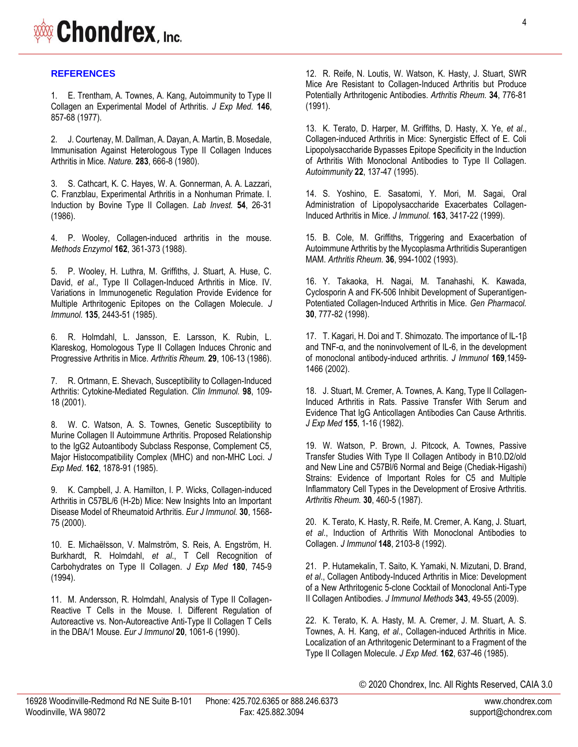## REFERENCES

1. E. Trentham, A. Townes, A. Kang, Autoimmunity to Type II Collagen an Experimental Model of Arthritis. *J Exp Med.* **146**, 857-68 (1977).

2. J. Courtenay, M. Dallman, A. Dayan, A. Martin, B. Mosedale, Immunisation Against Heterologous Type II Collagen Induces Arthritis in Mice. *Nature.* **283**, 666-8 (1980).

3. S. Cathcart, K. C. Hayes, W. A. Gonnerman, A. A. Lazzari, C. Franzblau, Experimental Arthritis in a Nonhuman Primate. I. Induction by Bovine Type II Collagen. *Lab Invest.* **54**, 26-31 (1986).

4. P. Wooley, Collagen-induced arthritis in the mouse. *Methods Enzymol* **162**, 361-373 (1988).

5. P. Wooley, H. Luthra, M. Griffiths, J. Stuart, A. Huse, C. David, *et al*., Type II Collagen-Induced Arthritis in Mice. IV. Variations in Immunogenetic Regulation Provide Evidence for Multiple Arthritogenic Epitopes on the Collagen Molecule. *J Immunol.* **135**, 2443-51 (1985).

6. R. Holmdahl, L. Jansson, E. Larsson, K. Rubin, L. Klareskog, Homologous Type II Collagen Induces Chronic and Progressive Arthritis in Mice. *Arthritis Rheum.* **29**, 106-13 (1986).

7. R. Ortmann, E. Shevach, Susceptibility to Collagen-Induced Arthritis: Cytokine-Mediated Regulation. *Clin Immunol.* **98**, 109-18 (2001).

8. W. C. Watson, A. S. Townes, Genetic Susceptibility to Murine Collagen II Autoimmune Arthritis. Proposed Relationship to the IgG2 Autoantibody Subclass Response, Complement C5, Major Histocompatibility Complex (MHC) and non-MHC Loci. *J Exp Med.* **162**, 1878-91 (1985).

9. K. Campbell, J. A. Hamilton, I. P. Wicks, Collagen-induced Arthritis in C57BL/6 (H-2b) Mice: New Insights Into an Important Disease Model of Rheumatoid Arthritis. *Eur J Immunol.* **30**, 1568-75 (2000).

10. E. Michaëlsson, V. Malmström, S. Reis, A. Engström, H. Burkhardt, R. Holmdahl, *et al*., T Cell Recognition of Carbohydrates on Type II Collagen. *J Exp Med* **180**, 745-9 (1994).

11. M. Andersson, R. Holmdahl, Analysis of Type II Collagen-Reactive T Cells in the Mouse. I. Different Regulation of Autoreactive vs. Non-Autoreactive Anti-Type II Collagen T Cells in the DBA/1 Mouse. *Eur J Immunol* **20**, 1061-6 (1990).

12. R. Reife, N. Loutis, W. Watson, K. Hasty, J. Stuart, SWR Mice Are Resistant to Collagen-Induced Arthritis but Produce Potentially Arthritogenic Antibodies. *Arthritis Rheum.* **34**, 776-81 (1991).

13. K. Terato, D. Harper, M. Griffiths, D. Hasty, X. Ye, *et al*., Collagen-induced Arthritis in Mice: Synergistic Effect of E. Coli Lipopolysaccharide Bypasses Epitope Specificity in the Induction of Arthritis With Monoclonal Antibodies to Type II Collagen. *Autoimmunity* **22**, 137-47 (1995).

14. S. Yoshino, E. Sasatomi, Y. Mori, M. Sagai, Oral Administration of Lipopolysaccharide Exacerbates Collagen-Induced Arthritis in Mice. *J Immunol.* **163**, 3417-22 (1999).

15. B. Cole, M. Griffiths, Triggering and Exacerbation of Autoimmune Arthritis by the Mycoplasma Arthritidis Superantigen MAM. *Arthritis Rheum.* **36**, 994-1002 (1993).

16. Y. Takaoka, H. Nagai, M. Tanahashi, K. Kawada, Cyclosporin A and FK-506 Inhibit Development of Superantigen-Potentiated Collagen-Induced Arthritis in Mice. *Gen Pharmacol.* **30**, 777-82 (1998).

17. T. Kagari, H. Doi and T. Shimozato. The importance of IL-1β and TNF-α, and the noninvolvement of IL-6, in the development of monoclonal antibody-induced arthritis. *J Immunol* **169**,1459-1466 (2002).

18. J. Stuart, M. Cremer, A. Townes, A. Kang, Type II Collagen-Induced Arthritis in Rats. Passive Transfer With Serum and Evidence That IgG Anticollagen Antibodies Can Cause Arthritis. *J Exp Med* **155**, 1-16 (1982).

19. W. Watson, P. Brown, J. Pitcock, A. Townes, Passive Transfer Studies With Type II Collagen Antibody in B10.D2/old and New Line and C57Bl/6 Normal and Beige (Chediak-Higashi) Strains: Evidence of Important Roles for C5 and Multiple Inflammatory Cell Types in the Development of Erosive Arthritis. *Arthritis Rheum.* **30**, 460-5 (1987).

20. K. Terato, K. Hasty, R. Reife, M. Cremer, A. Kang, J. Stuart, *et al*., Induction of Arthritis With Monoclonal Antibodies to Collagen. *J Immunol* **148**, 2103-8 (1992).

21. P. Hutamekalin, T. Saito, K. Yamaki, N. Mizutani, D. Brand, *et al*., Collagen Antibody-Induced Arthritis in Mice: Development of a New Arthritogenic 5-clone Cocktail of Monoclonal Anti-Type II Collagen Antibodies. *J Immunol Methods* **343**, 49-55 (2009).

22. K. Terato, K. A. Hasty, M. A. Cremer, J. M. Stuart, A. S. Townes, A. H. Kang, *et al*., Collagen-induced Arthritis in Mice. Localization of an Arthritogenic Determinant to a Fragment of the Type II Collagen Molecule. *J Exp Med.* **162**, 637-46 (1985).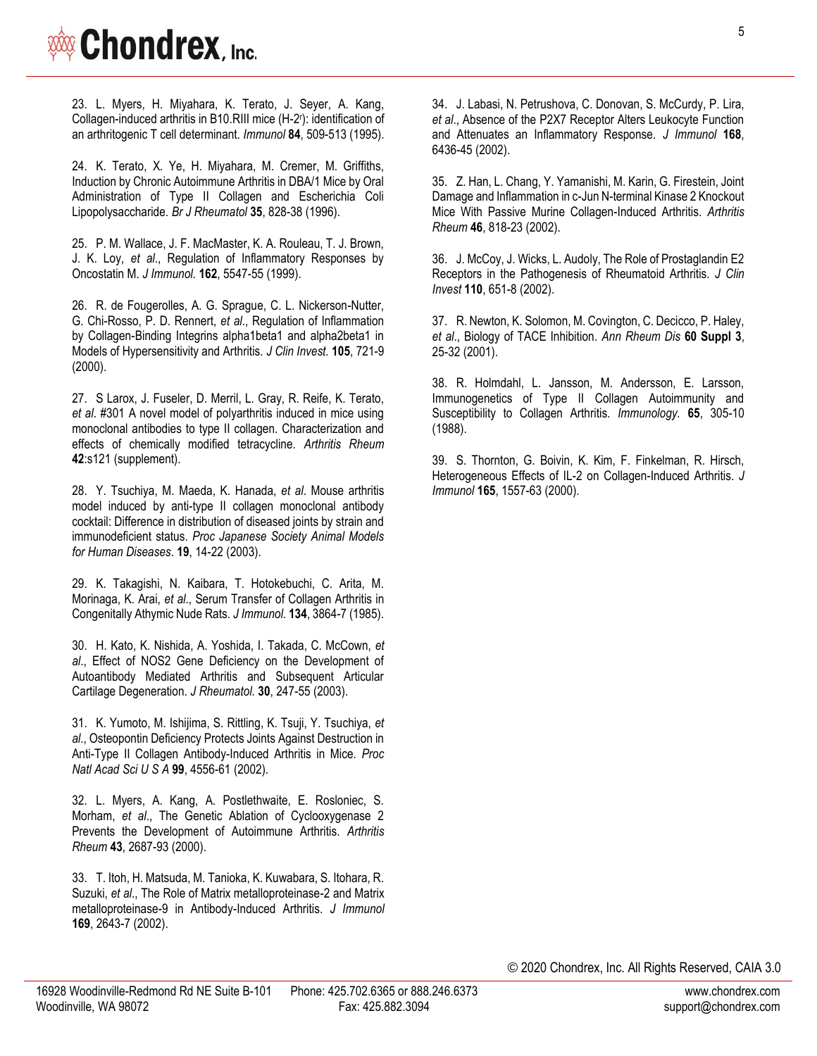23. L. Myers, H. Miyahara, K. Terato, J. Seyer, A. Kang, Collagen-induced arthritis in B10.RIII mice (H-2[r]): identification of an arthritogenic T cell determinant. *Immunol* **84**, 509-513 (1995).

24. K. Terato, X. Ye, H. Miyahara, M. Cremer, M. Griffiths, Induction by Chronic Autoimmune Arthritis in DBA/1 Mice by Oral Administration of Type II Collagen and Escherichia Coli Lipopolysaccharide. *Br J Rheumatol* **35**, 828-38 (1996).

25. P. M. Wallace, J. F. MacMaster, K. A. Rouleau, T. J. Brown, J. K. Loy, *et al*., Regulation of Inflammatory Responses by Oncostatin M. *J Immunol.* **162**, 5547-55 (1999).

26. R. de Fougerolles, A. G. Sprague, C. L. Nickerson-Nutter, G. Chi-Rosso, P. D. Rennert, *et al*., Regulation of Inflammation by Collagen-Binding Integrins alpha1beta1 and alpha2beta1 in Models of Hypersensitivity and Arthritis. *J Clin Invest.* **105**, 721-9 (2000).

27. S Larox, J. Fuseler, D. Merril, L. Gray, R. Reife, K. Terato, *et al*. #301 A novel model of polyarthritis induced in mice using monoclonal antibodies to type II collagen. Characterization and effects of chemically modified tetracycline. *Arthritis Rheum* **42**:s121 (supplement).

28. Y. Tsuchiya, M. Maeda, K. Hanada, *et al*. Mouse arthritis model induced by anti-type II collagen monoclonal antibody cocktail: Difference in distribution of diseased joints by strain and immunodeficient status. *Proc Japanese Society Animal Models for Human Diseases*. **19**, 14-22 (2003).

29. K. Takagishi, N. Kaibara, T. Hotokebuchi, C. Arita, M. Morinaga, K. Arai, *et al*., Serum Transfer of Collagen Arthritis in Congenitally Athymic Nude Rats. *J Immunol.* **134**, 3864-7 (1985).

30. H. Kato, K. Nishida, A. Yoshida, I. Takada, C. McCown, *et al*., Effect of NOS2 Gene Deficiency on the Development of Autoantibody Mediated Arthritis and Subsequent Articular Cartilage Degeneration. *J Rheumatol.* **30**, 247-55 (2003).

31. K. Yumoto, M. Ishijima, S. Rittling, K. Tsuji, Y. Tsuchiya, *et al*., Osteopontin Deficiency Protects Joints Against Destruction in Anti-Type II Collagen Antibody-Induced Arthritis in Mice. *Proc Natl Acad Sci U S A* **99**, 4556-61 (2002).

32. L. Myers, A. Kang, A. Postlethwaite, E. Rosloniec, S. Morham, *et al*., The Genetic Ablation of Cyclooxygenase 2 Prevents the Development of Autoimmune Arthritis. *Arthritis Rheum* **43**, 2687-93 (2000).

33. T. Itoh, H. Matsuda, M. Tanioka, K. Kuwabara, S. Itohara, R. Suzuki, *et al*., The Role of Matrix metalloproteinase-2 and Matrix metalloproteinase-9 in Antibody-Induced Arthritis. *J Immunol* **169**, 2643-7 (2002).

34. J. Labasi, N. Petrushova, C. Donovan, S. McCurdy, P. Lira, *et al*., Absence of the P2X7 Receptor Alters Leukocyte Function and Attenuates an Inflammatory Response. *J Immunol* **168**, 6436-45 (2002).

35. Z. Han, L. Chang, Y. Yamanishi, M. Karin, G. Firestein, Joint Damage and Inflammation in c-Jun N-terminal Kinase 2 Knockout Mice With Passive Murine Collagen-Induced Arthritis. *Arthritis Rheum* **46**, 818-23 (2002).

36. J. McCoy, J. Wicks, L. Audoly, The Role of Prostaglandin E2 Receptors in the Pathogenesis of Rheumatoid Arthritis. *J Clin Invest* **110**, 651-8 (2002).

37. R. Newton, K. Solomon, M. Covington, C. Decicco, P. Haley, *et al*., Biology of TACE Inhibition. *Ann Rheum Dis* **60 Suppl 3**, 25-32 (2001).

38. R. Holmdahl, L. Jansson, M. Andersson, E. Larsson, Immunogenetics of Type II Collagen Autoimmunity and Susceptibility to Collagen Arthritis. *Immunology.* **65**, 305-10 (1988).

39. S. Thornton, G. Boivin, K. Kim, F. Finkelman, R. Hirsch, Heterogeneous Effects of IL-2 on Collagen-Induced Arthritis. *J Immunol* **165**, 1557-63 (2000).